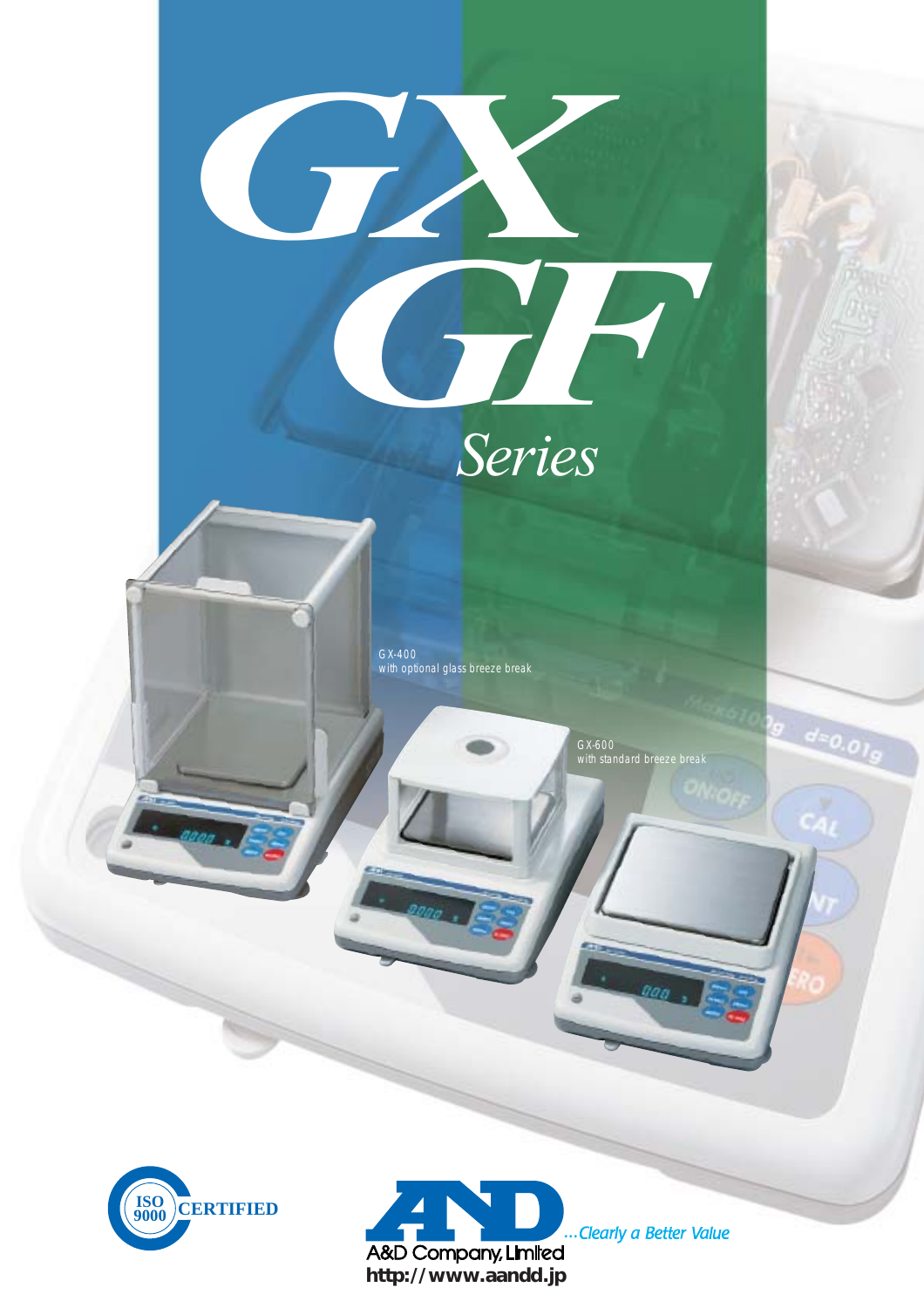# GX GF

## *Series*

GX-400
with optional glass breeze break

GX-600
with standard breeze break

ISO 9000 CERTIFIED

A&D Company, Limited

...Clearly a Better Value

http://www.aandd.jp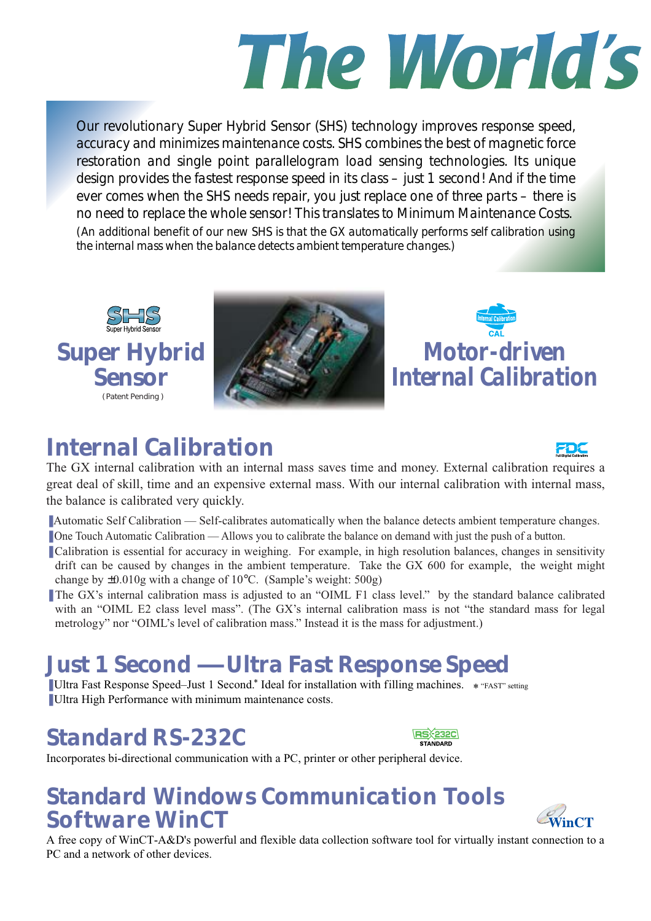# The World's

Our revolutionary Super Hybrid Sensor (SHS) technology improves response speed, accuracy and minimizes maintenance costs. SHS combines the best of magnetic force restoration and single point parallelogram load sensing technologies. Its unique design provides the fastest response speed in its class – just 1 second! And if the time ever comes when the SHS needs repair, you just replace one of three parts – there is no need to replace the whole sensor! This translates to Minimum Maintenance Costs.

(An additional benefit of our new SHS is that the GX automatically performs self calibration using the internal mass when the balance detects ambient temperature changes.)

SHS Super Hybrid Sensor

## Super Hybrid Sensor

( Patent Pending )

Internal Calibration CAL

## Motor-driven Internal Calibration

## Internal Calibration

The GX internal calibration with an internal mass saves time and money. External calibration requires a great deal of skill, time and an expensive external mass. With our internal calibration with internal mass, the balance is calibrated very quickly.

- Automatic Self Calibration — Self-calibrates automatically when the balance detects ambient temperature changes.
- One Touch Automatic Calibration — Allows you to calibrate the balance on demand with just the push of a button.
- Calibration is essential for accuracy in weighing. For example, in high resolution balances, changes in sensitivity drift can be caused by changes in the ambient temperature. Take the GX 600 for example, the weight might change by ±0.010g with a change of 10℃. (Sample's weight: 500g)
- The GX's internal calibration mass is adjusted to an "OIML F1 class level." by the standard balance calibrated with an "OIML E2 class level mass". (The GX's internal calibration mass is not "the standard mass for legal metrology" nor "OIML's level of calibration mass." Instead it is the mass for adjustment.)

## Just 1 Second — Ultra Fast Response Speed

- Ultra Fast Response Speed–Just 1 Second.* Ideal for installation with filling machines. * "FAST" setting
- Ultra High Performance with minimum maintenance costs.

## Standard RS-232C

RS-232C STANDARD

Incorporates bi-directional communication with a PC, printer or other peripheral device.

## Standard Windows Communication Tools Software WinCT

WinCT

A free copy of WinCT-A&D's powerful and flexible data collection software tool for virtually instant connection to a PC and a network of other devices.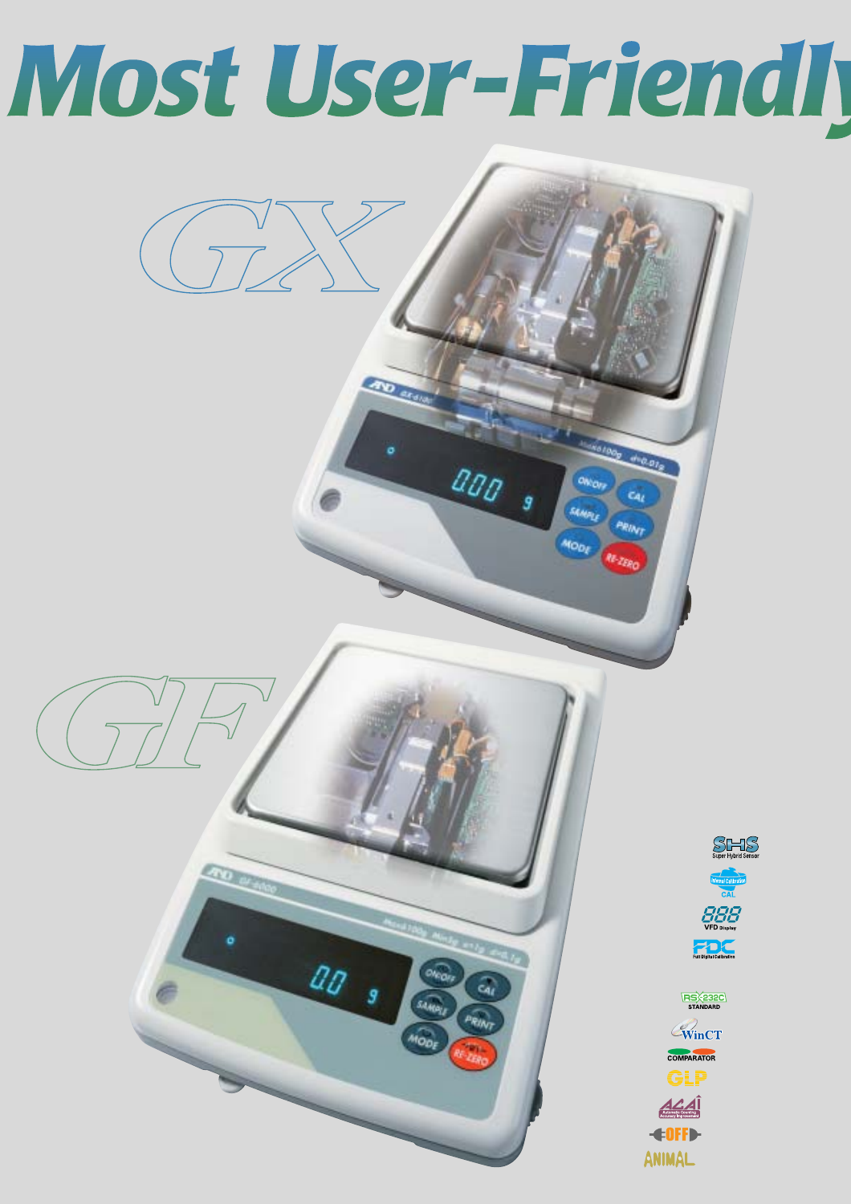# Most User-Friendly

GX

GF

SHS Super Hybrid Sensor

Internal Calibration CAL

888 VFD Display

FDC Full Digital Calibration

RS-232C STANDARD

WinCT

COMPARATOR

GLP

ACAI Automatic Counting Accuracy Improvement

OFF

ANIMAL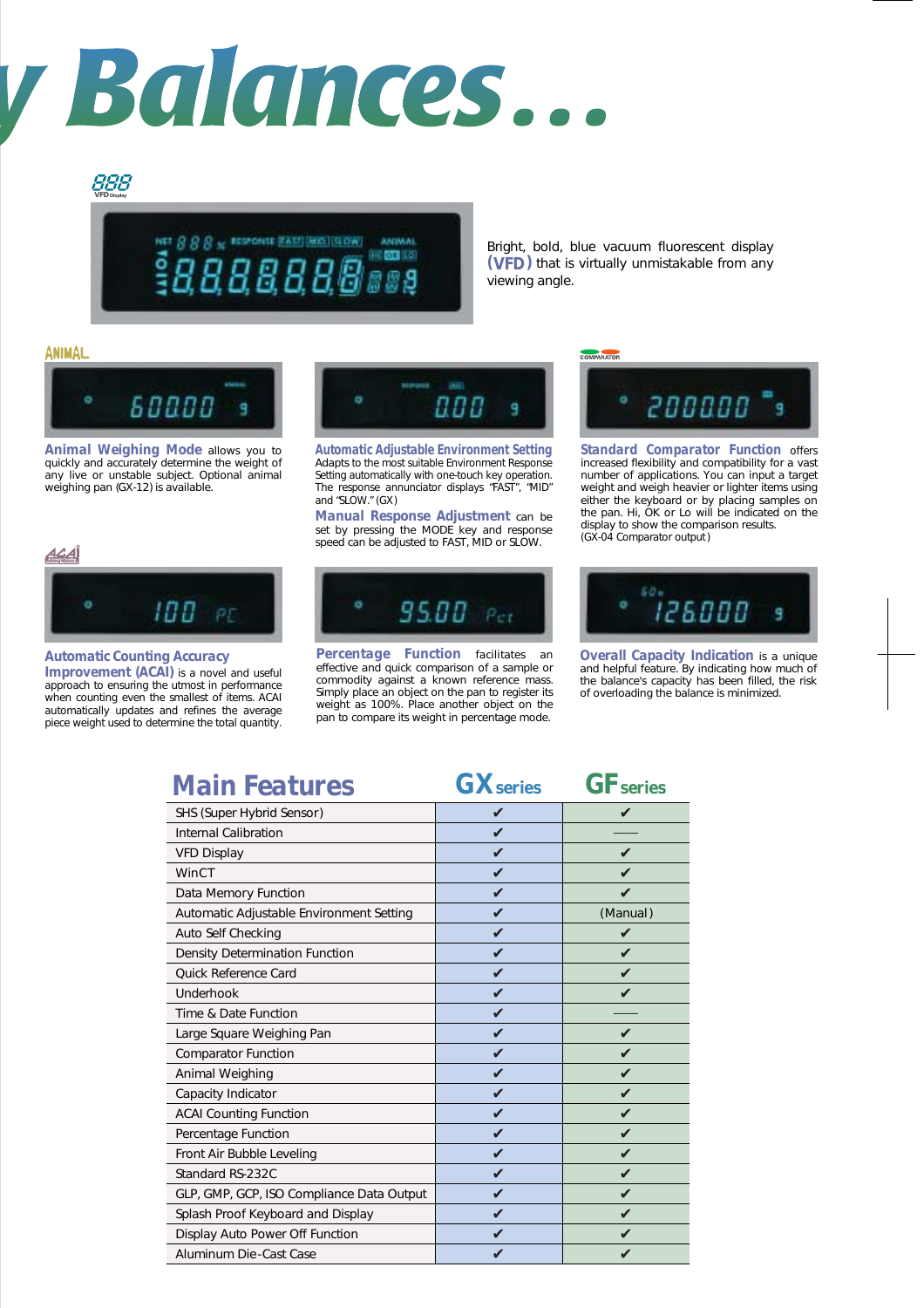# y Balances...

Bright, bold, blue vacuum fluorescent display **(VFD)** that is virtually unmistakable from any viewing angle.

**Animal Weighing Mode** allows you to quickly and accurately determine the weight of any live or unstable subject. Optional animal weighing pan (GX-12) is available.

**Automatic Adjustable Environment Setting** Adapts to the most suitable Environment Response Setting automatically with one-touch key operation. The response annunciator displays "FAST", "MID" and "SLOW." (GX)

**Manual Response Adjustment** can be set by pressing the MODE key and response speed can be adjusted to FAST, MID or SLOW.

**Standard Comparator Function** offers increased flexibility and compatibility for a vast number of applications. You can input a target weight and weigh heavier or lighter items using either the keyboard or by placing samples on the pan. Hi, OK or Lo will be indicated on the display to show the comparison results. (GX-04 Comparator output)

**Automatic Counting Accuracy Improvement (ACAI)** is a novel and useful approach to ensuring the utmost in performance when counting even the smallest of items. ACAI automatically updates and refines the average piece weight used to determine the total quantity.

**Percentage Function** facilitates an effective and quick comparison of a sample or commodity against a known reference mass. Simply place an object on the pan to register its weight as 100%. Place another object on the pan to compare its weight in percentage mode.

**Overall Capacity Indication** is a unique and helpful feature. By indicating how much of the balance's capacity has been filled, the risk of overloading the balance is minimized.

## Main Features

| Main Features | GX series | GF series |
|---|---|---|
| SHS (Super Hybrid Sensor) | ✔ | ✔ |
| Internal Calibration | ✔ | —— |
| VFD Display | ✔ | ✔ |
| WinCT | ✔ | ✔ |
| Data Memory Function | ✔ | ✔ |
| Automatic Adjustable Environment Setting | ✔ | (Manual) |
| Auto Self Checking | ✔ | ✔ |
| Density Determination Function | ✔ | ✔ |
| Quick Reference Card | ✔ | ✔ |
| Underhook | ✔ | ✔ |
| Time & Date Function | ✔ | —— |
| Large Square Weighing Pan | ✔ | ✔ |
| Comparator Function | ✔ | ✔ |
| Animal Weighing | ✔ | ✔ |
| Capacity Indicator | ✔ | ✔ |
| ACAI Counting Function | ✔ | ✔ |
| Percentage Function | ✔ | ✔ |
| Front Air Bubble Leveling | ✔ | ✔ |
| Standard RS-232C | ✔ | ✔ |
| GLP, GMP, GCP, ISO Compliance Data Output | ✔ | ✔ |
| Splash Proof Keyboard and Display | ✔ | ✔ |
| Display Auto Power Off Function | ✔ | ✔ |
| Aluminum Die-Cast Case | ✔ | ✔ |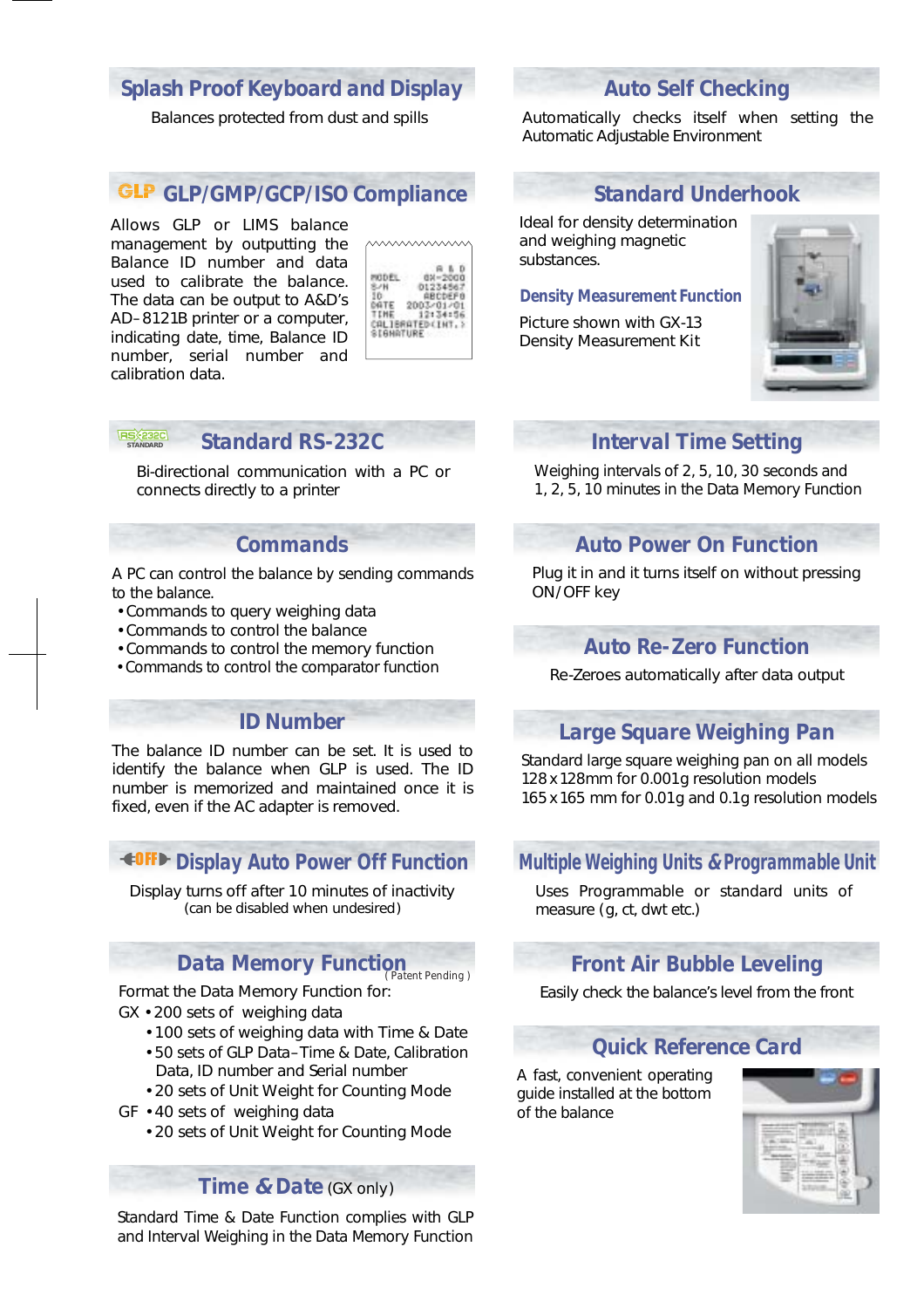## Splash Proof Keyboard and Display

Balances protected from dust and spills

## GLP/GMP/GCP/ISO Compliance

Allows GLP or LIMS balance management by outputting the Balance ID number and data used to calibrate the balance. The data can be output to A&D's AD-8121B printer or a computer, indicating date, time, Balance ID number, serial number and calibration data.

```
              A & D
MODEL       GX-2000
S/N        01234567
ID         ABCDEFG
DATE     2003/01/01
TIME       12:34:56
CALIBRATED(INT.)
SIGNATURE
```

## Standard RS-232C

Bi-directional communication with a PC or connects directly to a printer

## Commands

A PC can control the balance by sending commands to the balance.

- Commands to query weighing data
- Commands to control the balance
- Commands to control the memory function
- Commands to control the comparator function

## ID Number

The balance ID number can be set. It is used to identify the balance when GLP is used. The ID number is memorized and maintained once it is fixed, even if the AC adapter is removed.

## Display Auto Power Off Function

Display turns off after 10 minutes of inactivity
(can be disabled when undesired)

## Data Memory Function

( Patent Pending )

Format the Data Memory Function for:

GX
- 200 sets of weighing data
- 100 sets of weighing data with Time & Date
- 50 sets of GLP Data–Time & Date, Calibration Data, ID number and Serial number
- 20 sets of Unit Weight for Counting Mode

GF
- 40 sets of weighing data
- 20 sets of Unit Weight for Counting Mode

## Time & Date (GX only)

Standard Time & Date Function complies with GLP and Interval Weighing in the Data Memory Function

## Auto Self Checking

Automatically checks itself when setting the Automatic Adjustable Environment

## Standard Underhook

Ideal for density determination and weighing magnetic substances.

### Density Measurement Function

Picture shown with GX-13 Density Measurement Kit

## Interval Time Setting

Weighing intervals of 2, 5, 10, 30 seconds and 1, 2, 5, 10 minutes in the Data Memory Function

## Auto Power On Function

Plug it in and it turns itself on without pressing ON/OFF key

## Auto Re-Zero Function

Re-Zeroes automatically after data output

## Large Square Weighing Pan

Standard large square weighing pan on all models
128 x 128mm for 0.001g resolution models
165 x 165 mm for 0.01g and 0.1g resolution models

## Multiple Weighing Units & Programmable Unit

Uses Programmable or standard units of measure (g, ct, dwt etc.)

## Front Air Bubble Leveling

Easily check the balance's level from the front

## Quick Reference Card

A fast, convenient operating guide installed at the bottom of the balance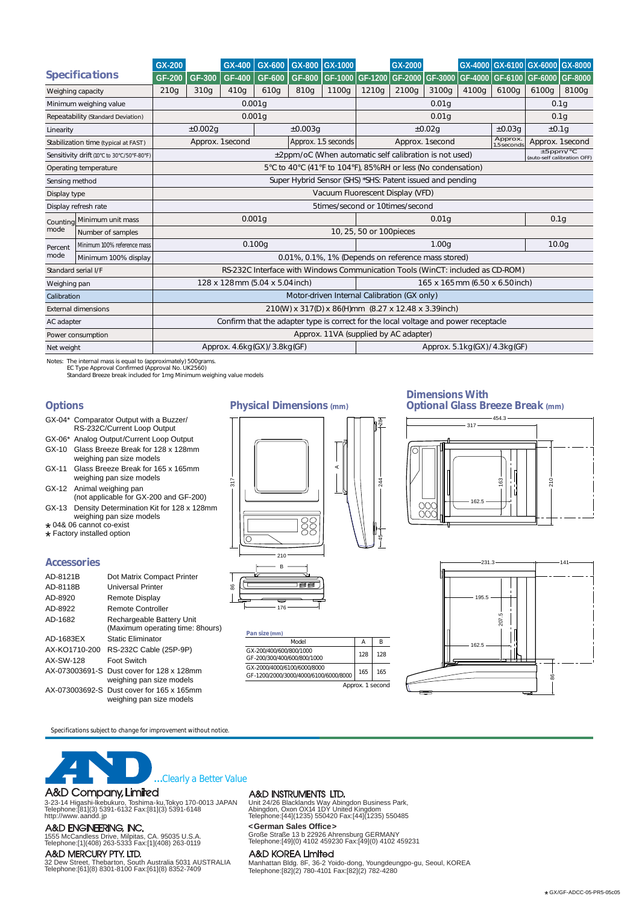## Specifications

| Specifications | | GX-200 | | GX-400 | GX-600 | GX-800 | GX-1000 | | GX-2000 | | GX-4000 | GX-6100 | GX-6000 | GX-8000 |
|---|---|---|---|---|---|---|---|---|---|---|---|---|---|---|
| | | GF-200 | GF-300 | GF-400 | GF-600 | GF-800 | GF-1000 | GF-1200 | GF-2000 | GF-3000 | GF-4000 | GF-6100 | GF-6000 | GF-8000 |
| Weighing capacity | | 210g | 310g | 410g | 610g | 810g | 1100g | 1210g | 2100g | 3100g | 4100g | 6100g | 6100g | 8100g |
| Minimum weighing value | | 0.001g | | | | | | 0.01g | | | | | 0.1g | |
| Repeatability (Standard Deviation) | | 0.001g | | | | | | 0.01g | | | | | 0.1g | |
| Linearity | | ±0.002g | | | ±0.003g | | | ±0.02g | | | | ±0.03g | ±0.1g | |
| Stabilization time (typical at FAST) | | Approx. 1second | | | | Approx. 1.5 seconds | | Approx. 1second | | | | Approx. 1.5seconds | Approx. 1second | |
| Sensitivity drift (10°C to 30°C/50°F-80°F) | | ±2ppm/oC (When automatic self calibration is not used) | | | | | | | | | | | ±5ppm/°C (auto-self calibration OFF) | |
| Operating temperature | | 5°C to 40°C (41°F to 104°F), 85%RH or less (No condensation) | | | | | | | | | | | | |
| Sensing method | | Super Hybrid Sensor (SHS) *SHS: Patent issued and pending | | | | | | | | | | | | |
| Display type | | Vacuum Fluorescent Display (VFD) | | | | | | | | | | | | |
| Display refresh rate | | 5times/second or 10times/second | | | | | | | | | | | | |
| Counting mode | Minimum unit mass | 0.001g | | | | | | 0.01g | | | | | 0.1g | |
| | Number of samples | 10, 25, 50 or 100pieces | | | | | | | | | | | | |
| Percent mode | Minimum 100% reference mass | 0.100g | | | | | | 1.00g | | | | | 10.0g | |
| | Minimum 100% display | 0.01%, 0.1%, 1% (Depends on reference mass stored) | | | | | | | | | | | | |
| Standard serial I/F | | RS-232C Interface with Windows Communication Tools (WinCT: included as CD-ROM) | | | | | | | | | | | | |
| Weighing pan | | 128 x 128mm (5.04 x 5.04inch) | | | | | | 165 x 165mm (6.50 x 6.50inch) | | | | | | |
| Calibration | | Motor-driven Internal Calibration (GX only) | | | | | | | | | | | | |
| External dimensions | | 210(W) x 317(D) x 86(H)mm (8.27 x 12.48 x 3.39inch) | | | | | | | | | | | | |
| AC adapter | | Confirm that the adapter type is correct for the local voltage and power receptacle | | | | | | | | | | | | |
| Power consumption | | Approx. 11VA (supplied by AC adapter) | | | | | | | | | | | | |
| Net weight | | Approx. 4.6kg(GX)/3.8kg(GF) | | | | | | Approx. 5.1kg(GX)/4.3kg(GF) | | | | | | |

Notes: The internal mass is equal to (approximately) 500grams.
EC Type Approval Confirmed (Approval No. UK2560)
Standard Breeze break included for 1mg Minimum weighing value models

## Options

- GX-04* Comparator Output with a Buzzer/ RS-232C/Current Loop Output
- GX-06* Analog Output/Current Loop Output
- GX-10 Glass Breeze Break for 128 x 128mm weighing pan size models
- GX-11 Glass Breeze Break for 165 x 165mm weighing pan size models
- GX-12 Animal weighing pan (not applicable for GX-200 and GF-200)
- GX-13 Density Determination Kit for 128 x 128mm weighing pan size models

* 04& 06 cannot co-exist
* Factory installed option

## Accessories

| | |
|---|---|
| AD-8121B | Dot Matrix Compact Printer |
| AD-8118B | Universal Printer |
| AD-8920 | Remote Display |
| AD-8922 | Remote Controller |
| AD-1682 | Rechargeable Battery Unit (Maximum operating time: 8hours) |
| AD-1683EX | Static Eliminator |
| AX-KO1710-200 | RS-232C Cable (25P-9P) |
| AX-SW-128 | Foot Switch |
| AX-073003691-S | Dust cover for 128 x 128mm weighing pan size models |
| AX-073003692-S | Dust cover for 165 x 165mm weighing pan size models |

## Physical Dimensions (mm)

317
210
B
86
176
A
244
45
29

**Pan size (mm)**

| Model | A | B |
|---|---|---|
| GX-200/400/600/800/1000<br>GF-200/300/400/600/800/1000 | 128 | 128 |
| GX-2000/4000/6100/6000/8000<br>GF-1200/2000/3000/4000/6100/6000/8000 | 165 | 165 |

Approx. 1 second

## Dimensions With Optional Glass Breeze Break (mm)

454.3
317
163
210
162.5
231.3
141
195.5
207.5
162.5
86

Specifications subject to change for improvement without notice.

A&D ...Clearly a Better Value

**A&D Company, Limited**
3-23-14 Higashi-Ikebukuro, Toshima-ku,Tokyo 170-0013 JAPAN
Telephone:[81](3) 5391-6132 Fax:[81](3) 5391-6148
http://www.aandd.jp

**A&D ENGINEERING, INC.**
1555 McCandless Drive, Milpitas, CA. 95035 U.S.A.
Telephone:[1](408) 263-5333 Fax:[1](408) 263-0119

**A&D MERCURY PTY. LTD.**
32 Dew Street, Thebarton, South Australia 5031 AUSTRALIA
Telephone:[61](8) 8301-8100 Fax:[61](8) 8352-7409

**A&D INSTRUMENTS LTD.**
Unit 24/26 Blacklands Way Abingdon Business Park,
Abingdon, Oxon OX14 1DY United Kingdom
Telephone:[44](1235) 550420 Fax:[44](1235) 550485

**<German Sales Office>**
Große Straße 13 b 22926 Ahrensburg GERMANY
Telephone:[49](0) 4102 459230 Fax:[49](0) 4102 459231

**A&D KOREA Limited**
Manhattan Bldg. 8F, 36-2 Yoido-dong, Youngdeungpo-gu, Seoul, KOREA
Telephone:[82](2) 780-4101 Fax:[82](2) 782-4280

* GX/GF-ADCC-05-PR5-05c05